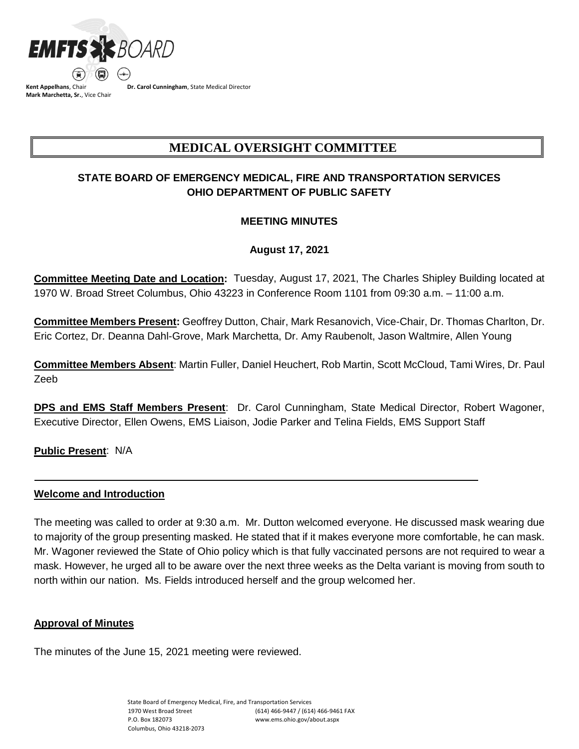**Kent Appelhans**, Chair **Dr. Carol Cunningham**, State Medical Director
**Mark Marchetta, Sr.**, Vice Chair

# MEDICAL OVERSIGHT COMMITTEE

## STATE BOARD OF EMERGENCY MEDICAL, FIRE AND TRANSPORTATION SERVICES OHIO DEPARTMENT OF PUBLIC SAFETY

### MEETING MINUTES

**August 17, 2021**

**Committee Meeting Date and Location:** Tuesday, August 17, 2021, The Charles Shipley Building located at 1970 W. Broad Street Columbus, Ohio 43223 in Conference Room 1101 from 09:30 a.m. – 11:00 a.m.

**Committee Members Present:** Geoffrey Dutton, Chair, Mark Resanovich, Vice-Chair, Dr. Thomas Charlton, Dr. Eric Cortez, Dr. Deanna Dahl-Grove, Mark Marchetta, Dr. Amy Raubenolt, Jason Waltmire, Allen Young

**Committee Members Absent**: Martin Fuller, Daniel Heuchert, Rob Martin, Scott McCloud, Tami Wires, Dr. Paul Zeeb

**DPS and EMS Staff Members Present**: Dr. Carol Cunningham, State Medical Director, Robert Wagoner, Executive Director, Ellen Owens, EMS Liaison, Jodie Parker and Telina Fields, EMS Support Staff

**Public Present**: N/A

---

**Welcome and Introduction**

The meeting was called to order at 9:30 a.m. Mr. Dutton welcomed everyone. He discussed mask wearing due to majority of the group presenting masked. He stated that if it makes everyone more comfortable, he can mask. Mr. Wagoner reviewed the State of Ohio policy which is that fully vaccinated persons are not required to wear a mask. However, he urged all to be aware over the next three weeks as the Delta variant is moving from south to north within our nation. Ms. Fields introduced herself and the group welcomed her.

**Approval of Minutes**

The minutes of the June 15, 2021 meeting were reviewed.

State Board of Emergency Medical, Fire, and Transportation Services
1970 West Broad Street (614) 466-9447 / (614) 466-9461 FAX
P.O. Box 182073 www.ems.ohio.gov/about.aspx
Columbus, Ohio 43218-2073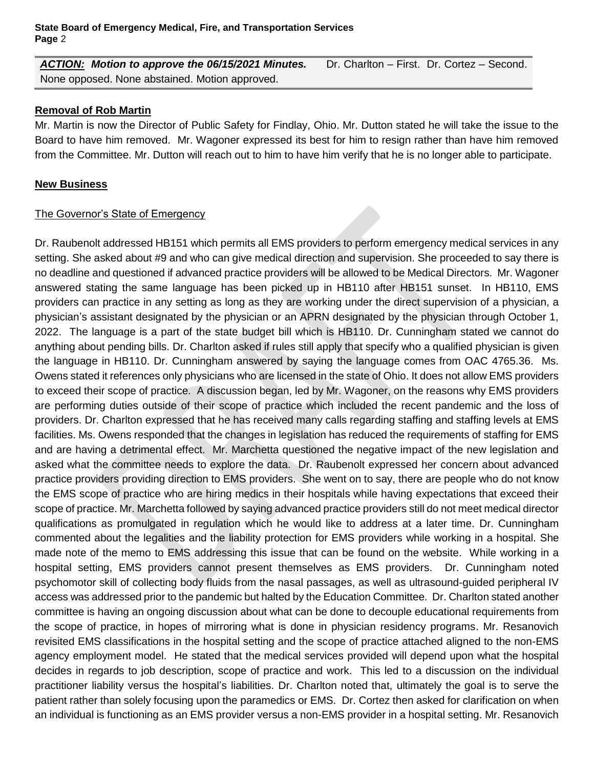***ACTION:* Motion to approve the 06/15/2021 Minutes.** Dr. Charlton – First. Dr. Cortez – Second. None opposed. None abstained. Motion approved.

**Removal of Rob Martin**

Mr. Martin is now the Director of Public Safety for Findlay, Ohio. Mr. Dutton stated he will take the issue to the Board to have him removed. Mr. Wagoner expressed its best for him to resign rather than have him removed from the Committee. Mr. Dutton will reach out to him to have him verify that he is no longer able to participate.

**New Business**

The Governor's State of Emergency

Dr. Raubenolt addressed HB151 which permits all EMS providers to perform emergency medical services in any setting. She asked about #9 and who can give medical direction and supervision. She proceeded to say there is no deadline and questioned if advanced practice providers will be allowed to be Medical Directors. Mr. Wagoner answered stating the same language has been picked up in HB110 after HB151 sunset. In HB110, EMS providers can practice in any setting as long as they are working under the direct supervision of a physician, a physician's assistant designated by the physician or an APRN designated by the physician through October 1, 2022. The language is a part of the state budget bill which is HB110. Dr. Cunningham stated we cannot do anything about pending bills. Dr. Charlton asked if rules still apply that specify who a qualified physician is given the language in HB110. Dr. Cunningham answered by saying the language comes from OAC 4765.36. Ms. Owens stated it references only physicians who are licensed in the state of Ohio. It does not allow EMS providers to exceed their scope of practice. A discussion began, led by Mr. Wagoner, on the reasons why EMS providers are performing duties outside of their scope of practice which included the recent pandemic and the loss of providers. Dr. Charlton expressed that he has received many calls regarding staffing and staffing levels at EMS facilities. Ms. Owens responded that the changes in legislation has reduced the requirements of staffing for EMS and are having a detrimental effect. Mr. Marchetta questioned the negative impact of the new legislation and asked what the committee needs to explore the data. Dr. Raubenolt expressed her concern about advanced practice providers providing direction to EMS providers. She went on to say, there are people who do not know the EMS scope of practice who are hiring medics in their hospitals while having expectations that exceed their scope of practice. Mr. Marchetta followed by saying advanced practice providers still do not meet medical director qualifications as promulgated in regulation which he would like to address at a later time. Dr. Cunningham commented about the legalities and the liability protection for EMS providers while working in a hospital. She made note of the memo to EMS addressing this issue that can be found on the website. While working in a hospital setting, EMS providers cannot present themselves as EMS providers. Dr. Cunningham noted psychomotor skill of collecting body fluids from the nasal passages, as well as ultrasound-guided peripheral IV access was addressed prior to the pandemic but halted by the Education Committee. Dr. Charlton stated another committee is having an ongoing discussion about what can be done to decouple educational requirements from the scope of practice, in hopes of mirroring what is done in physician residency programs. Mr. Resanovich revisited EMS classifications in the hospital setting and the scope of practice attached aligned to the non-EMS agency employment model. He stated that the medical services provided will depend upon what the hospital decides in regards to job description, scope of practice and work. This led to a discussion on the individual practitioner liability versus the hospital's liabilities. Dr. Charlton noted that, ultimately the goal is to serve the patient rather than solely focusing upon the paramedics or EMS. Dr. Cortez then asked for clarification on when an individual is functioning as an EMS provider versus a non-EMS provider in a hospital setting. Mr. Resanovich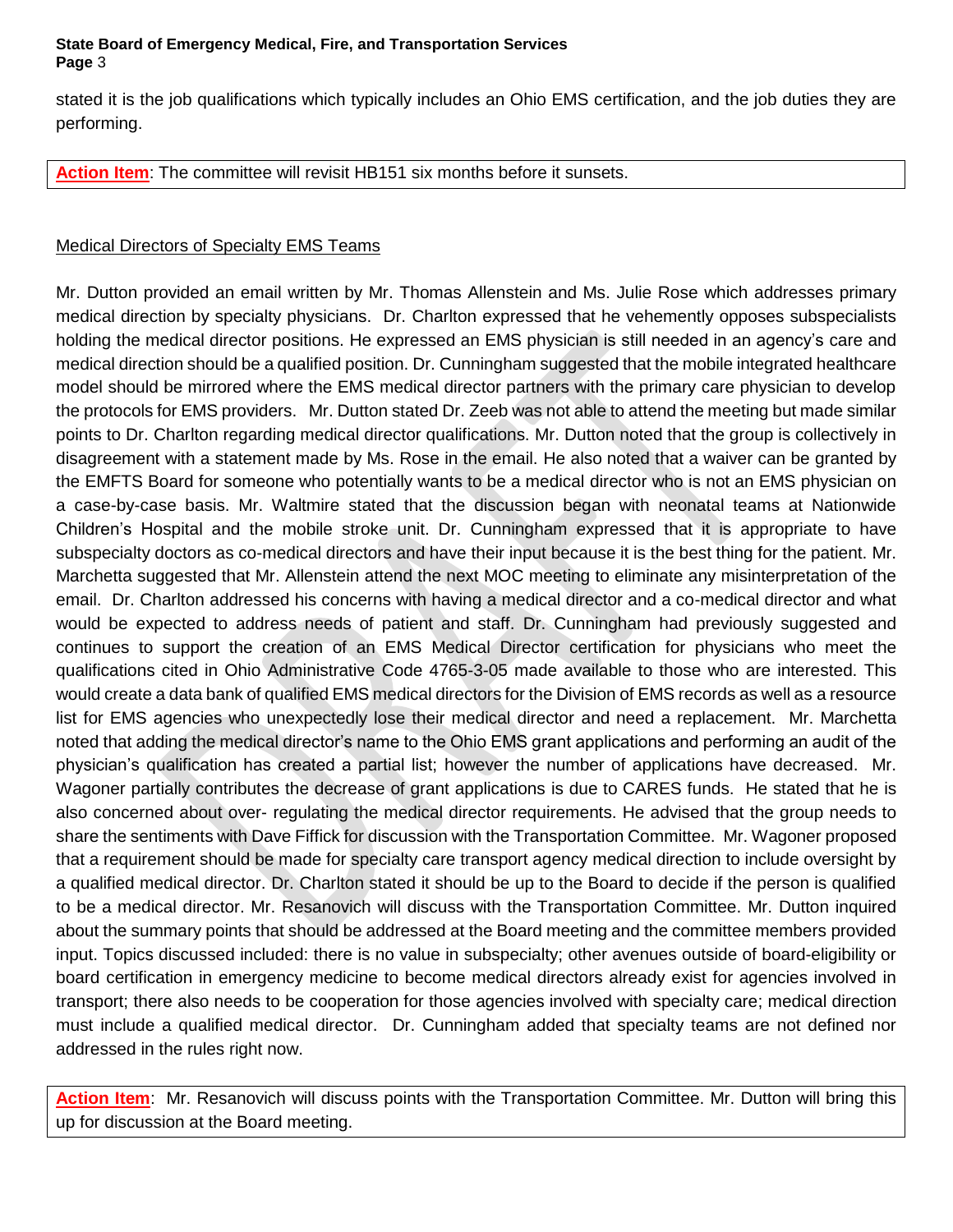stated it is the job qualifications which typically includes an Ohio EMS certification, and the job duties they are performing.

**Action Item**: The committee will revisit HB151 six months before it sunsets.

Medical Directors of Specialty EMS Teams

Mr. Dutton provided an email written by Mr. Thomas Allenstein and Ms. Julie Rose which addresses primary medical direction by specialty physicians. Dr. Charlton expressed that he vehemently opposes subspecialists holding the medical director positions. He expressed an EMS physician is still needed in an agency's care and medical direction should be a qualified position. Dr. Cunningham suggested that the mobile integrated healthcare model should be mirrored where the EMS medical director partners with the primary care physician to develop the protocols for EMS providers. Mr. Dutton stated Dr. Zeeb was not able to attend the meeting but made similar points to Dr. Charlton regarding medical director qualifications. Mr. Dutton noted that the group is collectively in disagreement with a statement made by Ms. Rose in the email. He also noted that a waiver can be granted by the EMFTS Board for someone who potentially wants to be a medical director who is not an EMS physician on a case-by-case basis. Mr. Waltmire stated that the discussion began with neonatal teams at Nationwide Children's Hospital and the mobile stroke unit. Dr. Cunningham expressed that it is appropriate to have subspecialty doctors as co-medical directors and have their input because it is the best thing for the patient. Mr. Marchetta suggested that Mr. Allenstein attend the next MOC meeting to eliminate any misinterpretation of the email. Dr. Charlton addressed his concerns with having a medical director and a co-medical director and what would be expected to address needs of patient and staff. Dr. Cunningham had previously suggested and continues to support the creation of an EMS Medical Director certification for physicians who meet the qualifications cited in Ohio Administrative Code 4765-3-05 made available to those who are interested. This would create a data bank of qualified EMS medical directors for the Division of EMS records as well as a resource list for EMS agencies who unexpectedly lose their medical director and need a replacement. Mr. Marchetta noted that adding the medical director's name to the Ohio EMS grant applications and performing an audit of the physician's qualification has created a partial list; however the number of applications have decreased. Mr. Wagoner partially contributes the decrease of grant applications is due to CARES funds. He stated that he is also concerned about over- regulating the medical director requirements. He advised that the group needs to share the sentiments with Dave Fiffick for discussion with the Transportation Committee. Mr. Wagoner proposed that a requirement should be made for specialty care transport agency medical direction to include oversight by a qualified medical director. Dr. Charlton stated it should be up to the Board to decide if the person is qualified to be a medical director. Mr. Resanovich will discuss with the Transportation Committee. Mr. Dutton inquired about the summary points that should be addressed at the Board meeting and the committee members provided input. Topics discussed included: there is no value in subspecialty; other avenues outside of board-eligibility or board certification in emergency medicine to become medical directors already exist for agencies involved in transport; there also needs to be cooperation for those agencies involved with specialty care; medical direction must include a qualified medical director. Dr. Cunningham added that specialty teams are not defined nor addressed in the rules right now.

**Action Item**: Mr. Resanovich will discuss points with the Transportation Committee. Mr. Dutton will bring this up for discussion at the Board meeting.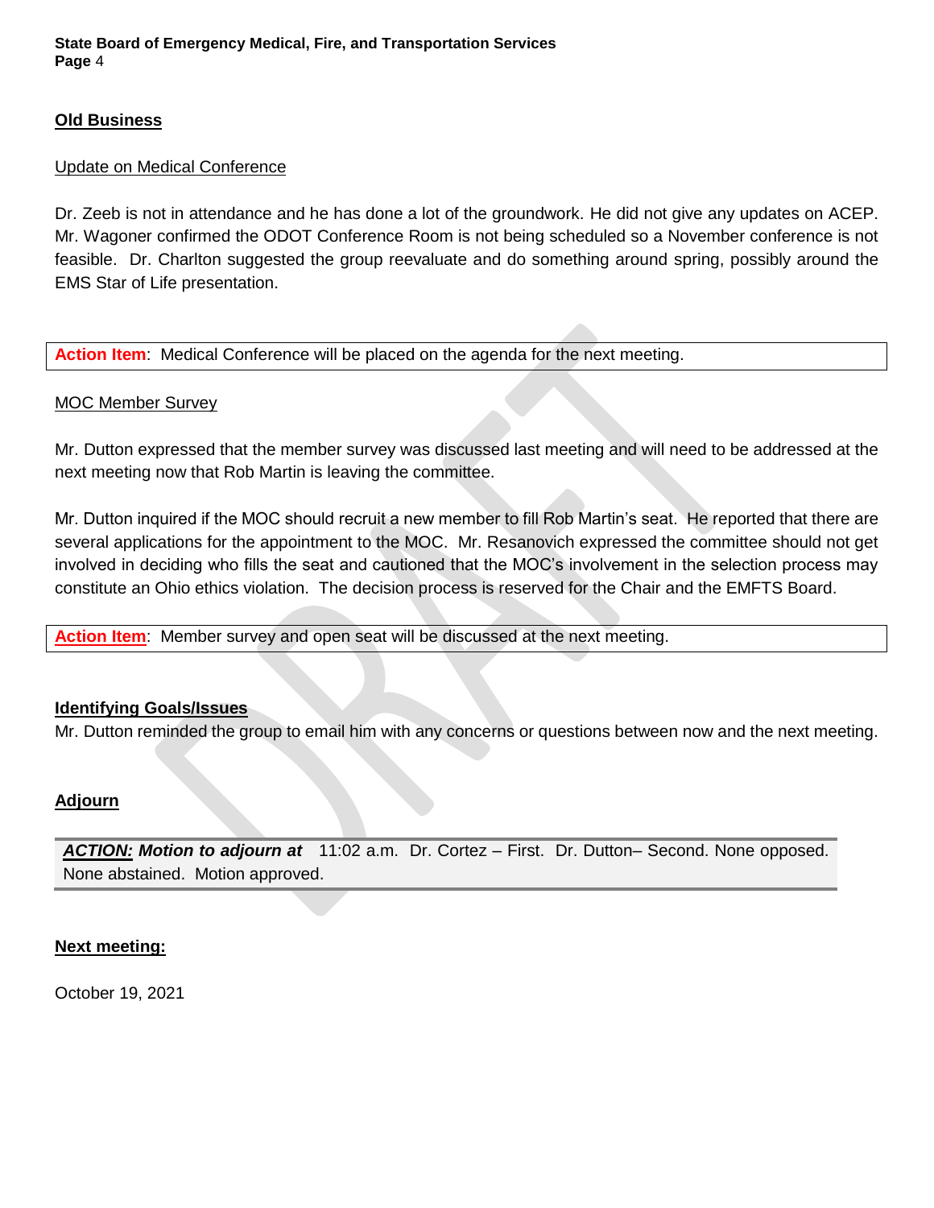## Old Business

Update on Medical Conference

Dr. Zeeb is not in attendance and he has done a lot of the groundwork. He did not give any updates on ACEP. Mr. Wagoner confirmed the ODOT Conference Room is not being scheduled so a November conference is not feasible. Dr. Charlton suggested the group reevaluate and do something around spring, possibly around the EMS Star of Life presentation.

**Action Item**: Medical Conference will be placed on the agenda for the next meeting.

MOC Member Survey

Mr. Dutton expressed that the member survey was discussed last meeting and will need to be addressed at the next meeting now that Rob Martin is leaving the committee.

Mr. Dutton inquired if the MOC should recruit a new member to fill Rob Martin's seat. He reported that there are several applications for the appointment to the MOC. Mr. Resanovich expressed the committee should not get involved in deciding who fills the seat and cautioned that the MOC's involvement in the selection process may constitute an Ohio ethics violation. The decision process is reserved for the Chair and the EMFTS Board.

**Action Item**: Member survey and open seat will be discussed at the next meeting.

## Identifying Goals/Issues

Mr. Dutton reminded the group to email him with any concerns or questions between now and the next meeting.

## Adjourn

***ACTION:* Motion to adjourn at** 11:02 a.m. Dr. Cortez – First. Dr. Dutton– Second. None opposed. None abstained. Motion approved.

## Next meeting:

October 19, 2021